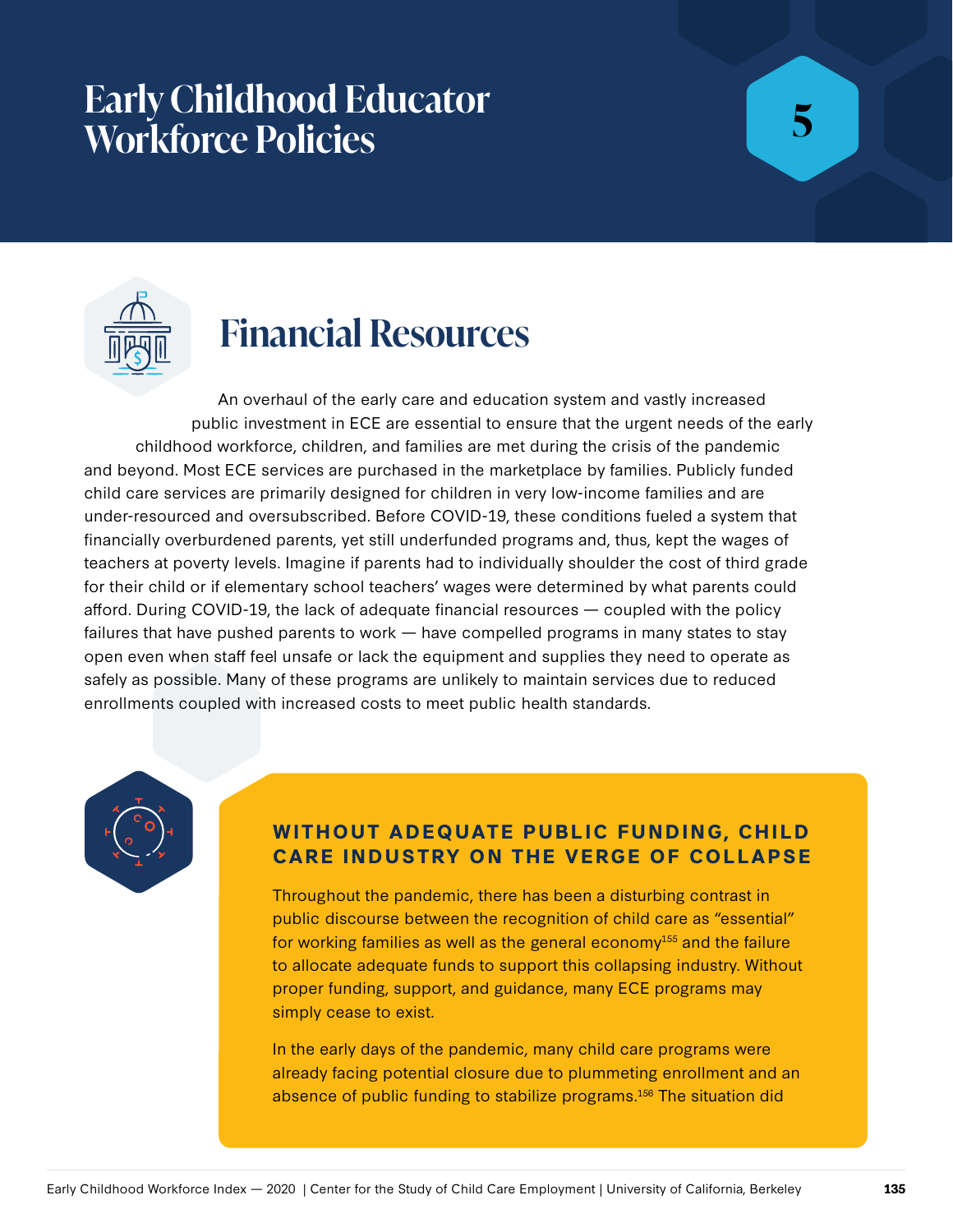# Early Childhood Educator Workforce Policies

5

## Financial Resources

An overhaul of the early care and education system and vastly increased public investment in ECE are essential to ensure that the urgent needs of the early childhood workforce, children, and families are met during the crisis of the pandemic and beyond. Most ECE services are purchased in the marketplace by families. Publicly funded child care services are primarily designed for children in very low-income families and are under-resourced and oversubscribed. Before COVID-19, these conditions fueled a system that financially overburdened parents, yet still underfunded programs and, thus, kept the wages of teachers at poverty levels. Imagine if parents had to individually shoulder the cost of third grade for their child or if elementary school teachers' wages were determined by what parents could afford. During COVID-19, the lack of adequate financial resources — coupled with the policy failures that have pushed parents to work — have compelled programs in many states to stay open even when staff feel unsafe or lack the equipment and supplies they need to operate as safely as possible. Many of these programs are unlikely to maintain services due to reduced enrollments coupled with increased costs to meet public health standards.

### WITHOUT ADEQUATE PUBLIC FUNDING, CHILD CARE INDUSTRY ON THE VERGE OF COLLAPSE

Throughout the pandemic, there has been a disturbing contrast in public discourse between the recognition of child care as "essential" for working families as well as the general economy[155] and the failure to allocate adequate funds to support this collapsing industry. Without proper funding, support, and guidance, many ECE programs may simply cease to exist.

In the early days of the pandemic, many child care programs were already facing potential closure due to plummeting enrollment and an absence of public funding to stabilize programs.[156] The situation did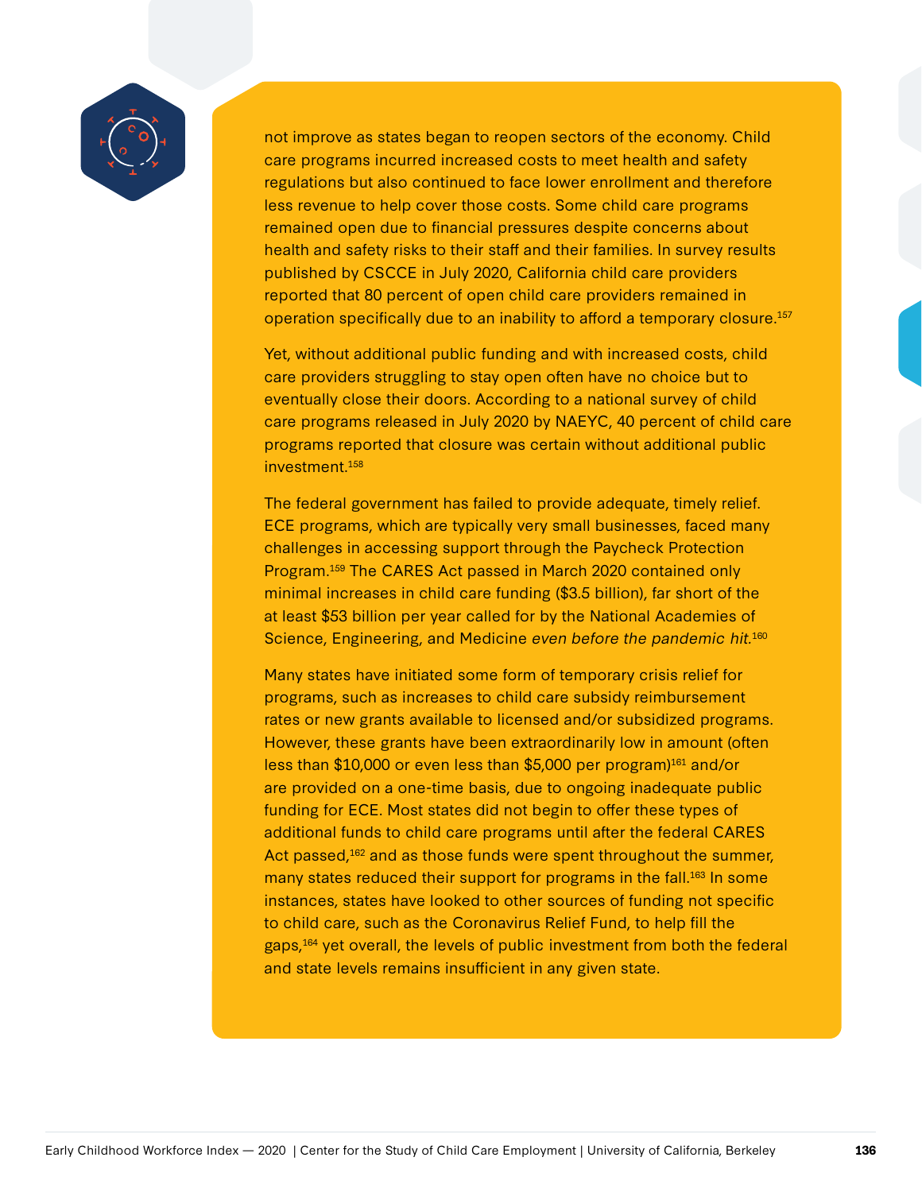not improve as states began to reopen sectors of the economy. Child care programs incurred increased costs to meet health and safety regulations but also continued to face lower enrollment and therefore less revenue to help cover those costs. Some child care programs remained open due to financial pressures despite concerns about health and safety risks to their staff and their families. In survey results published by CSCCE in July 2020, California child care providers reported that 80 percent of open child care providers remained in operation specifically due to an inability to afford a temporary closure.[157]

Yet, without additional public funding and with increased costs, child care providers struggling to stay open often have no choice but to eventually close their doors. According to a national survey of child care programs released in July 2020 by NAEYC, 40 percent of child care programs reported that closure was certain without additional public investment.[158]

The federal government has failed to provide adequate, timely relief. ECE programs, which are typically very small businesses, faced many challenges in accessing support through the Paycheck Protection Program.[159] The CARES Act passed in March 2020 contained only minimal increases in child care funding ($3.5 billion), far short of the at least $53 billion per year called for by the National Academies of Science, Engineering, and Medicine *even before the pandemic hit*.[160]

Many states have initiated some form of temporary crisis relief for programs, such as increases to child care subsidy reimbursement rates or new grants available to licensed and/or subsidized programs. However, these grants have been extraordinarily low in amount (often less than $10,000 or even less than $5,000 per program)[161] and/or are provided on a one-time basis, due to ongoing inadequate public funding for ECE. Most states did not begin to offer these types of additional funds to child care programs until after the federal CARES Act passed,[162] and as those funds were spent throughout the summer, many states reduced their support for programs in the fall.[163] In some instances, states have looked to other sources of funding not specific to child care, such as the Coronavirus Relief Fund, to help fill the gaps,[164] yet overall, the levels of public investment from both the federal and state levels remains insufficient in any given state.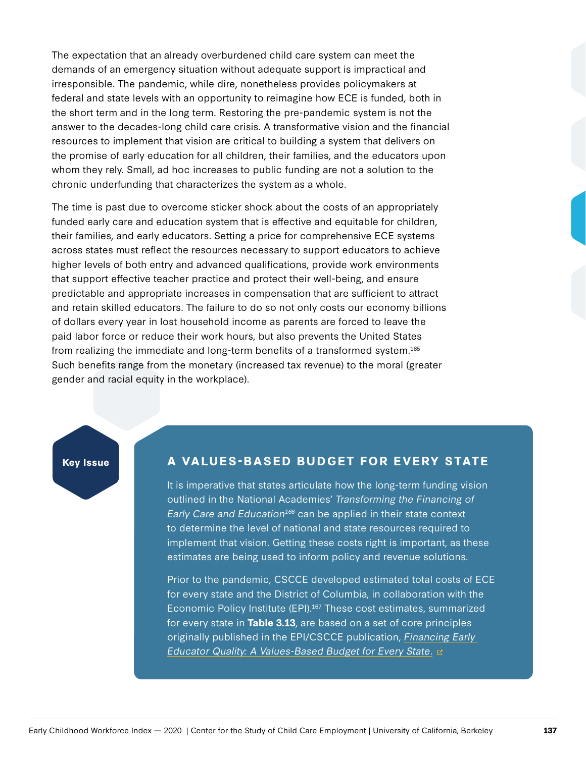The expectation that an already overburdened child care system can meet the demands of an emergency situation without adequate support is impractical and irresponsible. The pandemic, while dire, nonetheless provides policymakers at federal and state levels with an opportunity to reimagine how ECE is funded, both in the short term and in the long term. Restoring the pre-pandemic system is not the answer to the decades-long child care crisis. A transformative vision and the financial resources to implement that vision are critical to building a system that delivers on the promise of early education for all children, their families, and the educators upon whom they rely. Small, ad hoc increases to public funding are not a solution to the chronic underfunding that characterizes the system as a whole.

The time is past due to overcome sticker shock about the costs of an appropriately funded early care and education system that is effective and equitable for children, their families, and early educators. Setting a price for comprehensive ECE systems across states must reflect the resources necessary to support educators to achieve higher levels of both entry and advanced qualifications, provide work environments that support effective teacher practice and protect their well-being, and ensure predictable and appropriate increases in compensation that are sufficient to attract and retain skilled educators. The failure to do so not only costs our economy billions of dollars every year in lost household income as parents are forced to leave the paid labor force or reduce their work hours, but also prevents the United States from realizing the immediate and long-term benefits of a transformed system.[165] Such benefits range from the monetary (increased tax revenue) to the moral (greater gender and racial equity in the workplace).

**Key Issue**

## A VALUES-BASED BUDGET FOR EVERY STATE

It is imperative that states articulate how the long-term funding vision outlined in the National Academies' *Transforming the Financing of Early Care and Education*[166] can be applied in their state context to determine the level of national and state resources required to implement that vision. Getting these costs right is important, as these estimates are being used to inform policy and revenue solutions.

Prior to the pandemic, CSCCE developed estimated total costs of ECE for every state and the District of Columbia, in collaboration with the Economic Policy Institute (EPI).[167] These cost estimates, summarized for every state in **Table 3.13**, are based on a set of core principles originally published in the EPI/CSCCE publication, *Financing Early Educator Quality: A Values-Based Budget for Every State.*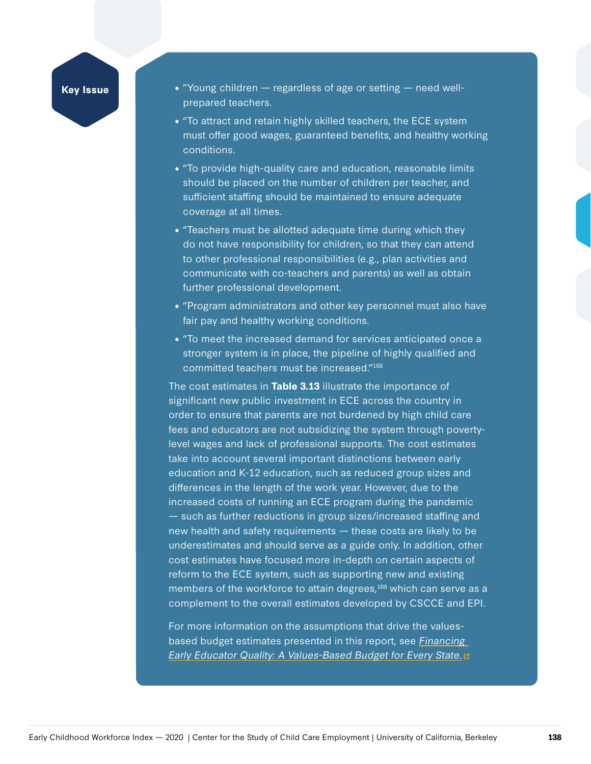**Key Issue**

- "Young children — regardless of age or setting — need well-prepared teachers.
- "To attract and retain highly skilled teachers, the ECE system must offer good wages, guaranteed benefits, and healthy working conditions.
- "To provide high-quality care and education, reasonable limits should be placed on the number of children per teacher, and sufficient staffing should be maintained to ensure adequate coverage at all times.
- "Teachers must be allotted adequate time during which they do not have responsibility for children, so that they can attend to other professional responsibilities (e.g., plan activities and communicate with co-teachers and parents) as well as obtain further professional development.
- "Program administrators and other key personnel must also have fair pay and healthy working conditions.
- "To meet the increased demand for services anticipated once a stronger system is in place, the pipeline of highly qualified and committed teachers must be increased."[168]

The cost estimates in **Table 3.13** illustrate the importance of significant new public investment in ECE across the country in order to ensure that parents are not burdened by high child care fees and educators are not subsidizing the system through poverty-level wages and lack of professional supports. The cost estimates take into account several important distinctions between early education and K-12 education, such as reduced group sizes and differences in the length of the work year. However, due to the increased costs of running an ECE program during the pandemic — such as further reductions in group sizes/increased staffing and new health and safety requirements — these costs are likely to be underestimates and should serve as a guide only. In addition, other cost estimates have focused more in-depth on certain aspects of reform to the ECE system, such as supporting new and existing members of the workforce to attain degrees,[169] which can serve as a complement to the overall estimates developed by CSCCE and EPI.

For more information on the assumptions that drive the values-based budget estimates presented in this report, see *Financing Early Educator Quality: A Values-Based Budget for Every State.*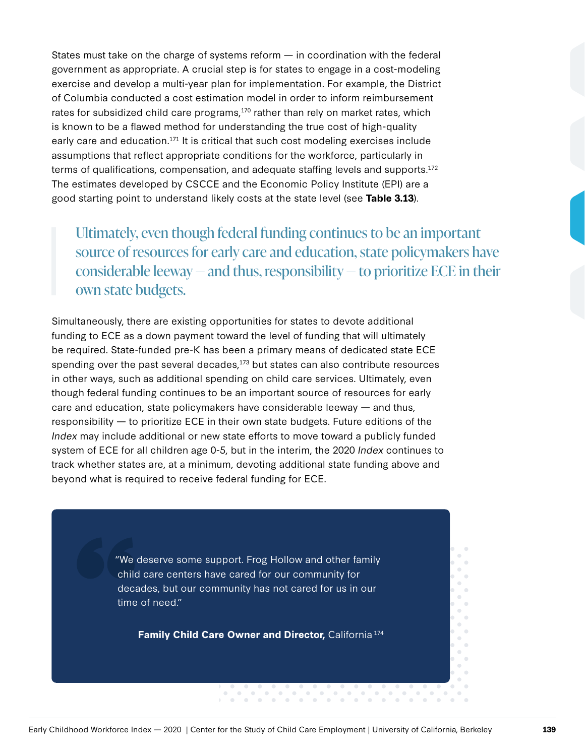States must take on the charge of systems reform — in coordination with the federal government as appropriate. A crucial step is for states to engage in a cost-modeling exercise and develop a multi-year plan for implementation. For example, the District of Columbia conducted a cost estimation model in order to inform reimbursement rates for subsidized child care programs,[170] rather than rely on market rates, which is known to be a flawed method for understanding the true cost of high-quality early care and education.[171] It is critical that such cost modeling exercises include assumptions that reflect appropriate conditions for the workforce, particularly in terms of qualifications, compensation, and adequate staffing levels and supports.[172] The estimates developed by CSCCE and the Economic Policy Institute (EPI) are a good starting point to understand likely costs at the state level (see **Table 3.13**).

> Ultimately, even though federal funding continues to be an important source of resources for early care and education, state policymakers have considerable leeway — and thus, responsibility — to prioritize ECE in their own state budgets.

Simultaneously, there are existing opportunities for states to devote additional funding to ECE as a down payment toward the level of funding that will ultimately be required. State-funded pre-K has been a primary means of dedicated state ECE spending over the past several decades,[173] but states can also contribute resources in other ways, such as additional spending on child care services. Ultimately, even though federal funding continues to be an important source of resources for early care and education, state policymakers have considerable leeway — and thus, responsibility — to prioritize ECE in their own state budgets. Future editions of the *Index* may include additional or new state efforts to move toward a publicly funded system of ECE for all children age 0-5, but in the interim, the 2020 *Index* continues to track whether states are, at a minimum, devoting additional state funding above and beyond what is required to receive federal funding for ECE.

> "We deserve some support. Frog Hollow and other family child care centers have cared for our community for decades, but our community has not cared for us in our time of need."
>
> **Family Child Care Owner and Director,** California[174]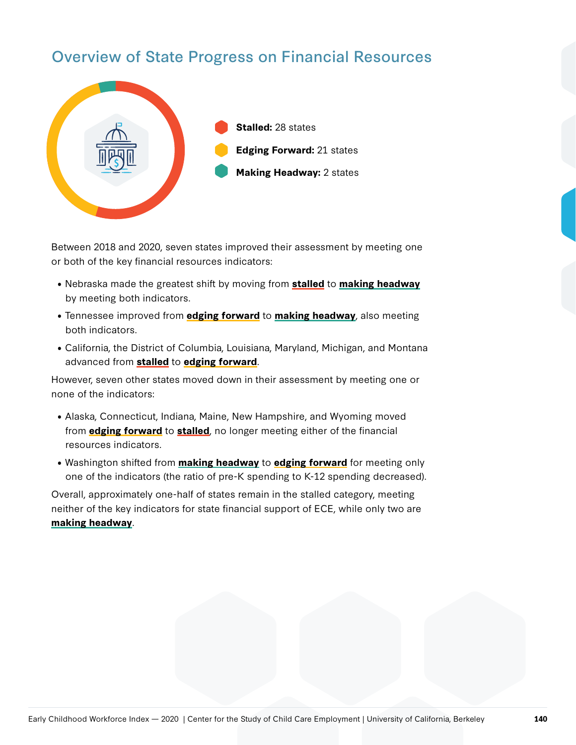## Overview of State Progress on Financial Resources

**Stalled:** 28 states

**Edging Forward:** 21 states

**Making Headway:** 2 states

Between 2018 and 2020, seven states improved their assessment by meeting one or both of the key financial resources indicators:

- Nebraska made the greatest shift by moving from **stalled** to **making headway** by meeting both indicators.
- Tennessee improved from **edging forward** to **making headway**, also meeting both indicators.
- California, the District of Columbia, Louisiana, Maryland, Michigan, and Montana advanced from **stalled** to **edging forward**.

However, seven other states moved down in their assessment by meeting one or none of the indicators:

- Alaska, Connecticut, Indiana, Maine, New Hampshire, and Wyoming moved from **edging forward** to **stalled**, no longer meeting either of the financial resources indicators.
- Washington shifted from **making headway** to **edging forward** for meeting only one of the indicators (the ratio of pre-K spending to K-12 spending decreased).

Overall, approximately one-half of states remain in the stalled category, meeting neither of the key indicators for state financial support of ECE, while only two are **making headway**.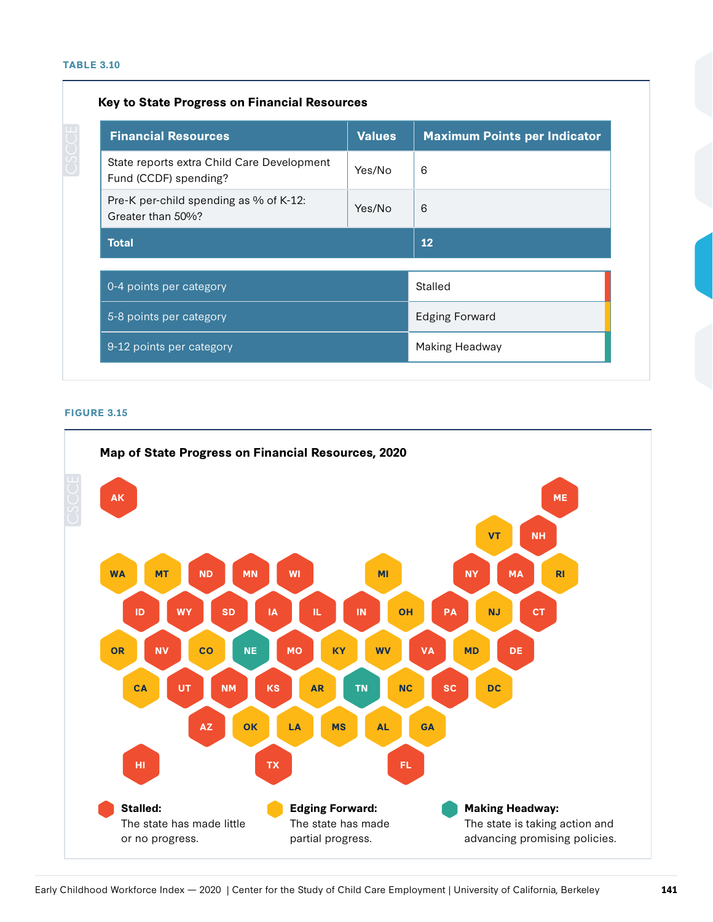**TABLE 3.10**

### Key to State Progress on Financial Resources

| Financial Resources | Values | Maximum Points per Indicator |
|---|---|---|
| State reports extra Child Care Development Fund (CCDF) spending? | Yes/No | 6 |
| Pre-K per-child spending as % of K-12: Greater than 50%? | Yes/No | 6 |
| **Total** | | **12** |

| | |
|---|---|
| 0-4 points per category | Stalled |
| 5-8 points per category | Edging Forward |
| 9-12 points per category | Making Headway |

**FIGURE 3.15**

### Map of State Progress on Financial Resources, 2020

| Progress | States |
|---|---|
| Stalled | AK, ME, NH, ND, MN, WI, NY, MA, ID, WY, SD, IA, IL, IN, PA, CT, NV, MO, VA, DE, UT, NM, KS, SC, AZ, HI, TX, FL |
| Edging Forward | VT, WA, MT, MI, RI, OH, NJ, OR, CO, KY, WV, MD, CA, AR, NC, DC, OK, LA, MS, AL, GA |
| Making Headway | NE, TN |

**Stalled:** The state has made little or no progress.

**Edging Forward:** The state has made partial progress.

**Making Headway:** The state is taking action and advancing promising policies.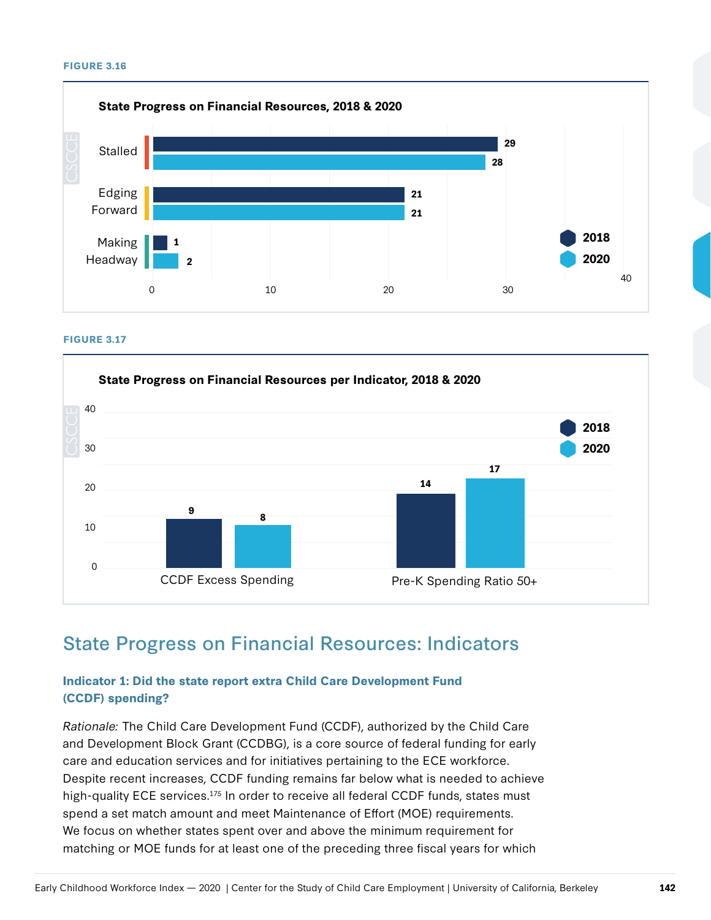FIGURE 3.16

**State Progress on Financial Resources, 2018 & 2020**

| | 2018 | 2020 |
|---|---|---|
| Stalled | 29 | 28 |
| Edging Forward | 21 | 21 |
| Making Headway | 1 | 2 |

FIGURE 3.17

**State Progress on Financial Resources per Indicator, 2018 & 2020**

| | 2018 | 2020 |
|---|---|---|
| CCDF Excess Spending | 9 | 8 |
| Pre-K Spending Ratio 50+ | 14 | 17 |

## State Progress on Financial Resources: Indicators

### Indicator 1: Did the state report extra Child Care Development Fund (CCDF) spending?

*Rationale:* The Child Care Development Fund (CCDF), authorized by the Child Care and Development Block Grant (CCDBG), is a core source of federal funding for early care and education services and for initiatives pertaining to the ECE workforce. Despite recent increases, CCDF funding remains far below what is needed to achieve high-quality ECE services.[175] In order to receive all federal CCDF funds, states must spend a set match amount and meet Maintenance of Effort (MOE) requirements. We focus on whether states spent over and above the minimum requirement for matching or MOE funds for at least one of the preceding three fiscal years for which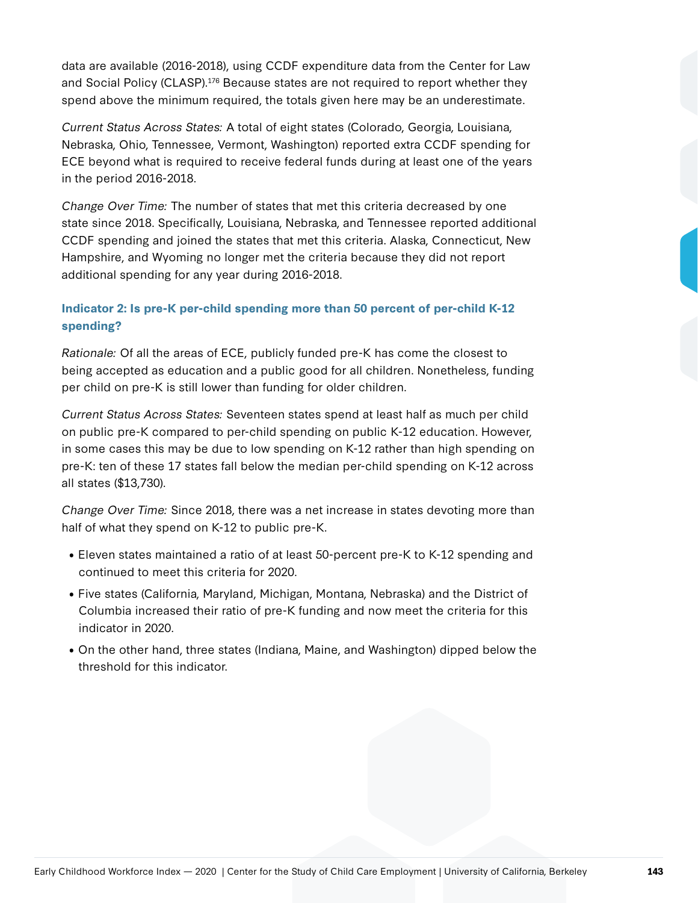data are available (2016-2018), using CCDF expenditure data from the Center for Law and Social Policy (CLASP).[176] Because states are not required to report whether they spend above the minimum required, the totals given here may be an underestimate.

*Current Status Across States:* A total of eight states (Colorado, Georgia, Louisiana, Nebraska, Ohio, Tennessee, Vermont, Washington) reported extra CCDF spending for ECE beyond what is required to receive federal funds during at least one of the years in the period 2016-2018.

*Change Over Time:* The number of states that met this criteria decreased by one state since 2018. Specifically, Louisiana, Nebraska, and Tennessee reported additional CCDF spending and joined the states that met this criteria. Alaska, Connecticut, New Hampshire, and Wyoming no longer met the criteria because they did not report additional spending for any year during 2016-2018.

### Indicator 2: Is pre-K per-child spending more than 50 percent of per-child K-12 spending?

*Rationale:* Of all the areas of ECE, publicly funded pre-K has come the closest to being accepted as education and a public good for all children. Nonetheless, funding per child on pre-K is still lower than funding for older children.

*Current Status Across States:* Seventeen states spend at least half as much per child on public pre-K compared to per-child spending on public K-12 education. However, in some cases this may be due to low spending on K-12 rather than high spending on pre-K: ten of these 17 states fall below the median per-child spending on K-12 across all states ($13,730).

*Change Over Time:* Since 2018, there was a net increase in states devoting more than half of what they spend on K-12 to public pre-K.

- Eleven states maintained a ratio of at least 50-percent pre-K to K-12 spending and continued to meet this criteria for 2020.
- Five states (California, Maryland, Michigan, Montana, Nebraska) and the District of Columbia increased their ratio of pre-K funding and now meet the criteria for this indicator in 2020.
- On the other hand, three states (Indiana, Maine, and Washington) dipped below the threshold for this indicator.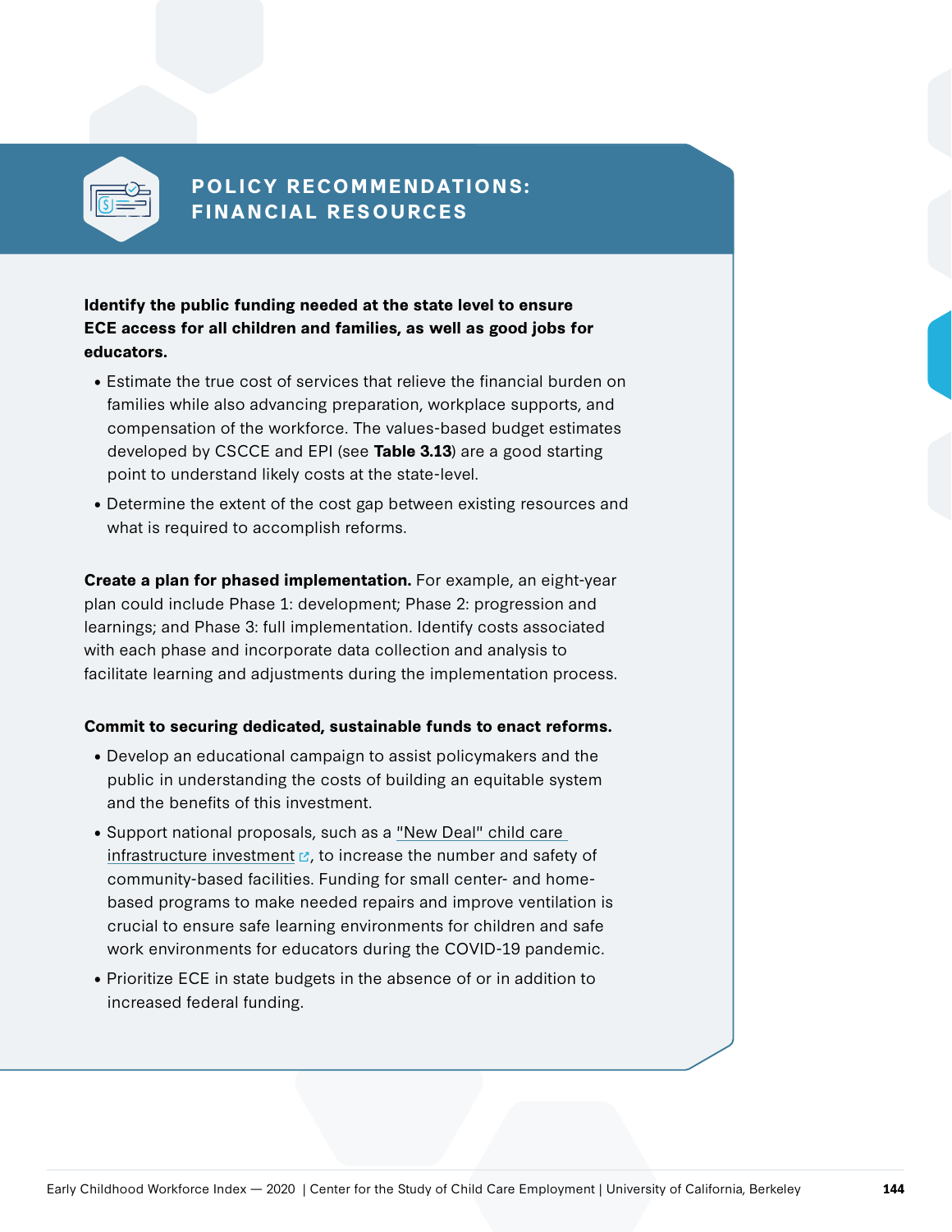## POLICY RECOMMENDATIONS: FINANCIAL RESOURCES

**Identify the public funding needed at the state level to ensure ECE access for all children and families, as well as good jobs for educators.**

- Estimate the true cost of services that relieve the financial burden on families while also advancing preparation, workplace supports, and compensation of the workforce. The values-based budget estimates developed by CSCCE and EPI (see **Table 3.13**) are a good starting point to understand likely costs at the state-level.
- Determine the extent of the cost gap between existing resources and what is required to accomplish reforms.

**Create a plan for phased implementation.** For example, an eight-year plan could include Phase 1: development; Phase 2: progression and learnings; and Phase 3: full implementation. Identify costs associated with each phase and incorporate data collection and analysis to facilitate learning and adjustments during the implementation process.

**Commit to securing dedicated, sustainable funds to enact reforms.**

- Develop an educational campaign to assist policymakers and the public in understanding the costs of building an equitable system and the benefits of this investment.
- Support national proposals, such as a "New Deal" child care infrastructure investment, to increase the number and safety of community-based facilities. Funding for small center- and home-based programs to make needed repairs and improve ventilation is crucial to ensure safe learning environments for children and safe work environments for educators during the COVID-19 pandemic.
- Prioritize ECE in state budgets in the absence of or in addition to increased federal funding.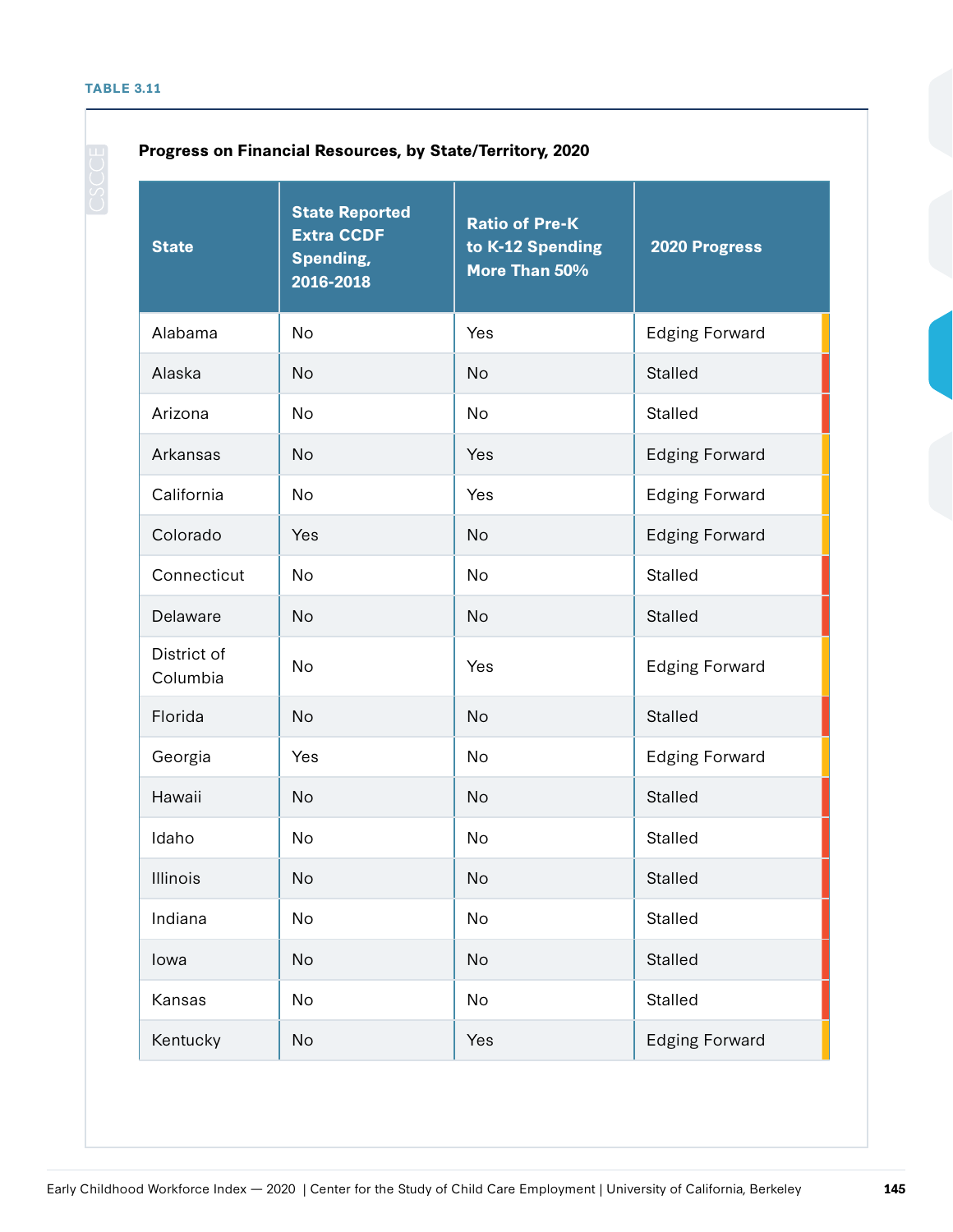TABLE 3.11

**Progress on Financial Resources, by State/Territory, 2020**

| State | State Reported Extra CCDF Spending, 2016-2018 | Ratio of Pre-K to K-12 Spending More Than 50% | 2020 Progress |
|---|---|---|---|
| Alabama | No | Yes | Edging Forward |
| Alaska | No | No | Stalled |
| Arizona | No | No | Stalled |
| Arkansas | No | Yes | Edging Forward |
| California | No | Yes | Edging Forward |
| Colorado | Yes | No | Edging Forward |
| Connecticut | No | No | Stalled |
| Delaware | No | No | Stalled |
| District of Columbia | No | Yes | Edging Forward |
| Florida | No | No | Stalled |
| Georgia | Yes | No | Edging Forward |
| Hawaii | No | No | Stalled |
| Idaho | No | No | Stalled |
| Illinois | No | No | Stalled |
| Indiana | No | No | Stalled |
| Iowa | No | No | Stalled |
| Kansas | No | No | Stalled |
| Kentucky | No | Yes | Edging Forward |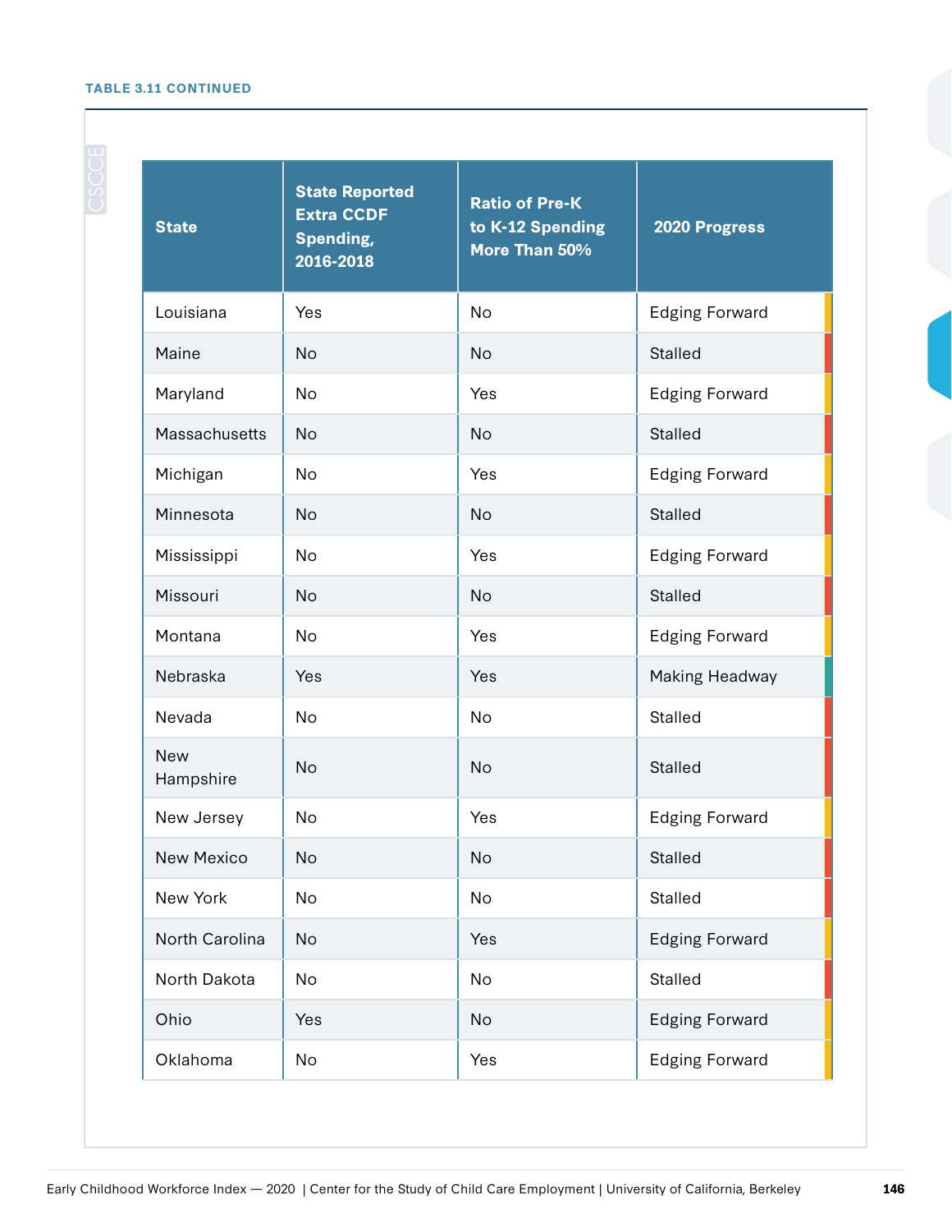**TABLE 3.11 CONTINUED**

| State | State Reported Extra CCDF Spending, 2016-2018 | Ratio of Pre-K to K-12 Spending More Than 50% | 2020 Progress |
|---|---|---|---|
| Louisiana | Yes | No | Edging Forward |
| Maine | No | No | Stalled |
| Maryland | No | Yes | Edging Forward |
| Massachusetts | No | No | Stalled |
| Michigan | No | Yes | Edging Forward |
| Minnesota | No | No | Stalled |
| Mississippi | No | Yes | Edging Forward |
| Missouri | No | No | Stalled |
| Montana | No | Yes | Edging Forward |
| Nebraska | Yes | Yes | Making Headway |
| Nevada | No | No | Stalled |
| New Hampshire | No | No | Stalled |
| New Jersey | No | Yes | Edging Forward |
| New Mexico | No | No | Stalled |
| New York | No | No | Stalled |
| North Carolina | No | Yes | Edging Forward |
| North Dakota | No | No | Stalled |
| Ohio | Yes | No | Edging Forward |
| Oklahoma | No | Yes | Edging Forward |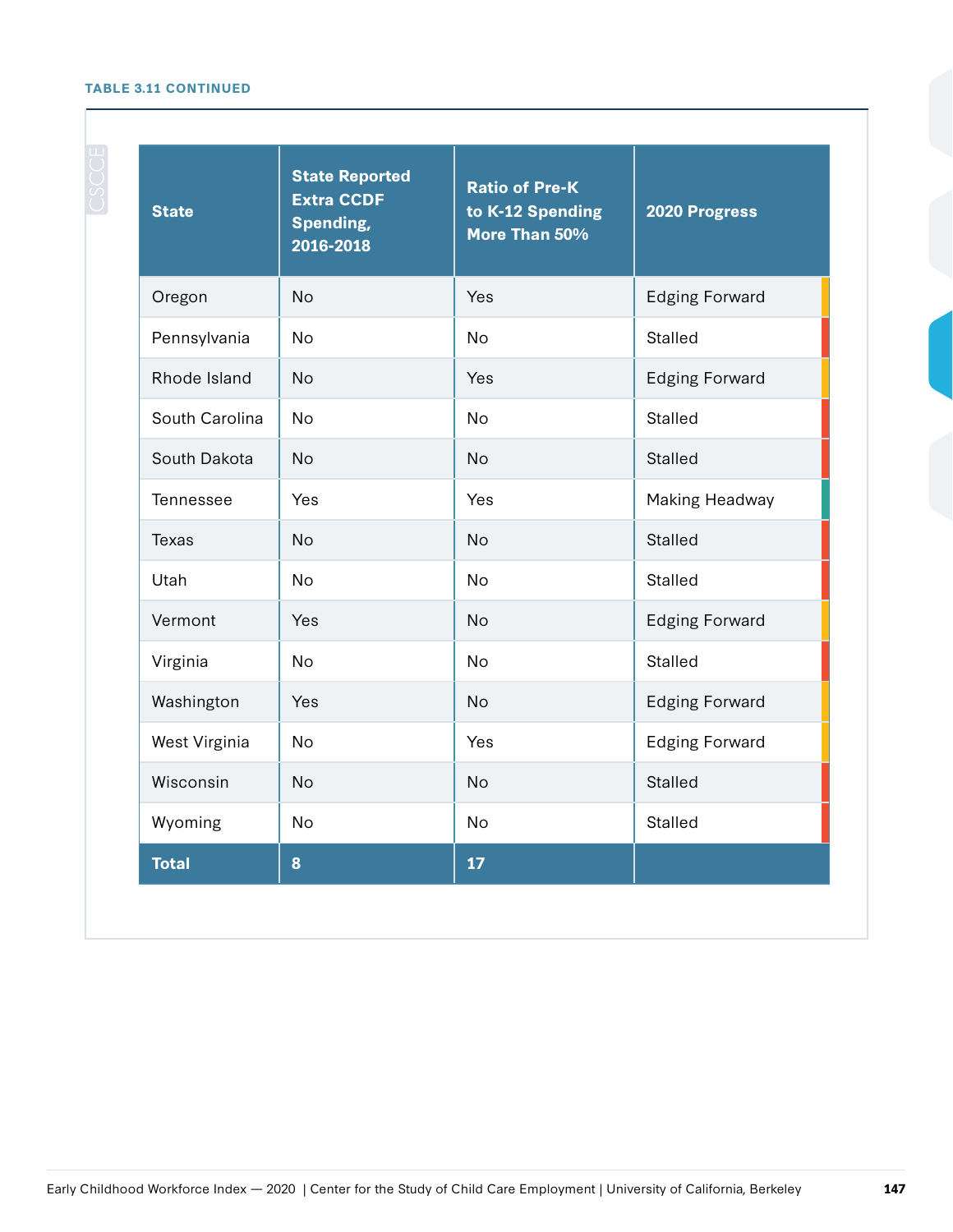TABLE 3.11 CONTINUED

| State | State Reported Extra CCDF Spending, 2016-2018 | Ratio of Pre-K to K-12 Spending More Than 50% | 2020 Progress |
|---|---|---|---|
| Oregon | No | Yes | Edging Forward |
| Pennsylvania | No | No | Stalled |
| Rhode Island | No | Yes | Edging Forward |
| South Carolina | No | No | Stalled |
| South Dakota | No | No | Stalled |
| Tennessee | Yes | Yes | Making Headway |
| Texas | No | No | Stalled |
| Utah | No | No | Stalled |
| Vermont | Yes | No | Edging Forward |
| Virginia | No | No | Stalled |
| Washington | Yes | No | Edging Forward |
| West Virginia | No | Yes | Edging Forward |
| Wisconsin | No | No | Stalled |
| Wyoming | No | No | Stalled |
| **Total** | **8** | **17** | |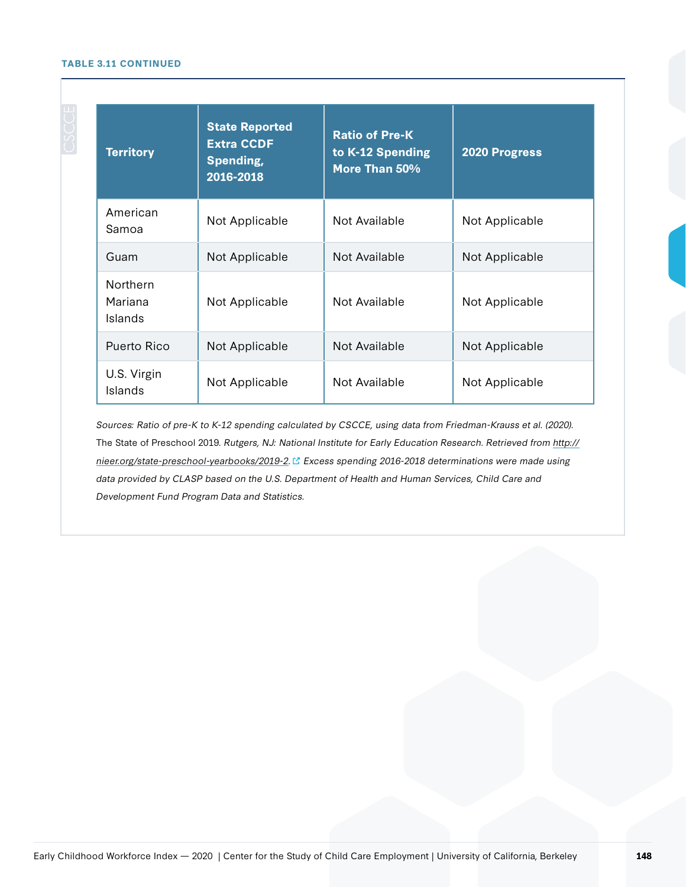**TABLE 3.11 CONTINUED**

| Territory | State Reported Extra CCDF Spending, 2016-2018 | Ratio of Pre-K to K-12 Spending More Than 50% | 2020 Progress |
|---|---|---|---|
| American Samoa | Not Applicable | Not Available | Not Applicable |
| Guam | Not Applicable | Not Available | Not Applicable |
| Northern Mariana Islands | Not Applicable | Not Available | Not Applicable |
| Puerto Rico | Not Applicable | Not Available | Not Applicable |
| U.S. Virgin Islands | Not Applicable | Not Available | Not Applicable |

*Sources: Ratio of pre-K to K-12 spending calculated by CSCCE, using data from Friedman-Krauss et al. (2020).* The State of Preschool 2019. *Rutgers, NJ: National Institute for Early Education Research. Retrieved from http://nieer.org/state-preschool-yearbooks/2019-2. Excess spending 2016-2018 determinations were made using data provided by CLASP based on the U.S. Department of Health and Human Services, Child Care and Development Fund Program Data and Statistics.*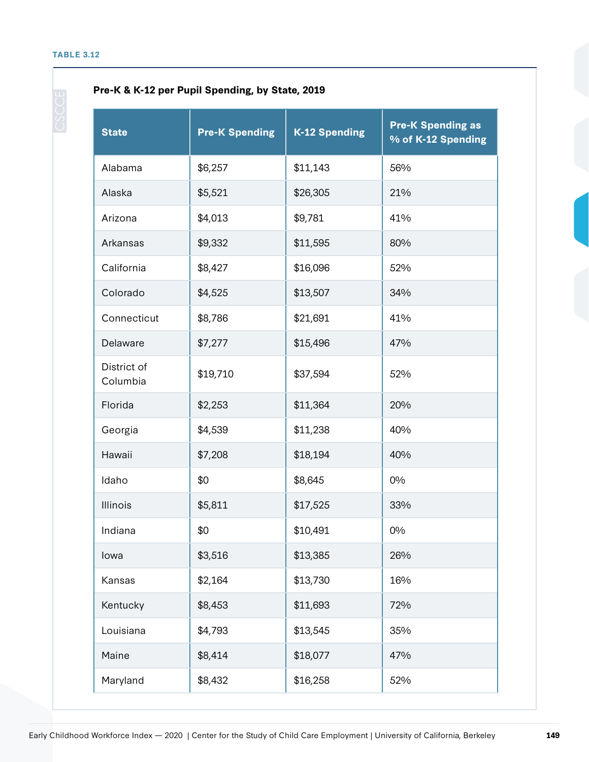TABLE 3.12

**Pre-K & K-12 per Pupil Spending, by State, 2019**

| State | Pre-K Spending | K-12 Spending | Pre-K Spending as % of K-12 Spending |
|---|---|---|---|
| Alabama | $6,257 | $11,143 | 56% |
| Alaska | $5,521 | $26,305 | 21% |
| Arizona | $4,013 | $9,781 | 41% |
| Arkansas | $9,332 | $11,595 | 80% |
| California | $8,427 | $16,096 | 52% |
| Colorado | $4,525 | $13,507 | 34% |
| Connecticut | $8,786 | $21,691 | 41% |
| Delaware | $7,277 | $15,496 | 47% |
| District of Columbia | $19,710 | $37,594 | 52% |
| Florida | $2,253 | $11,364 | 20% |
| Georgia | $4,539 | $11,238 | 40% |
| Hawaii | $7,208 | $18,194 | 40% |
| Idaho | $0 | $8,645 | 0% |
| Illinois | $5,811 | $17,525 | 33% |
| Indiana | $0 | $10,491 | 0% |
| Iowa | $3,516 | $13,385 | 26% |
| Kansas | $2,164 | $13,730 | 16% |
| Kentucky | $8,453 | $11,693 | 72% |
| Louisiana | $4,793 | $13,545 | 35% |
| Maine | $8,414 | $18,077 | 47% |
| Maryland | $8,432 | $16,258 | 52% |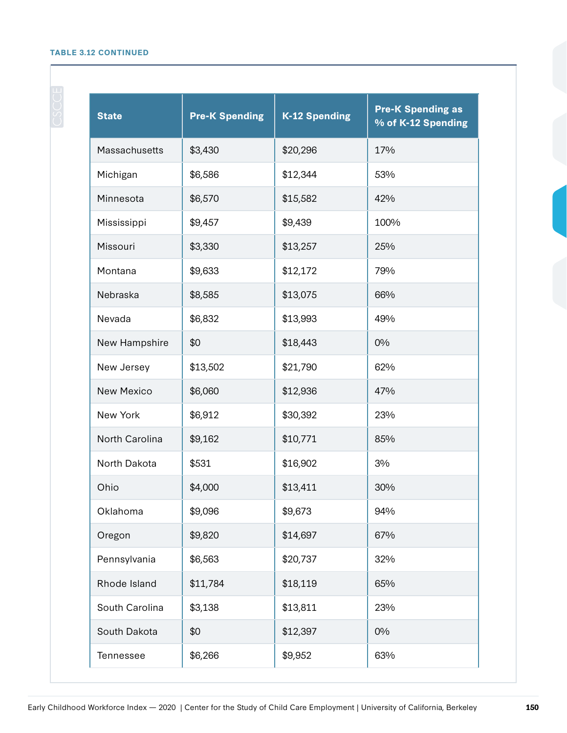**TABLE 3.12 CONTINUED**

| State | Pre-K Spending | K-12 Spending | Pre-K Spending as % of K-12 Spending |
|---|---|---|---|
| Massachusetts | $3,430 | $20,296 | 17% |
| Michigan | $6,586 | $12,344 | 53% |
| Minnesota | $6,570 | $15,582 | 42% |
| Mississippi | $9,457 | $9,439 | 100% |
| Missouri | $3,330 | $13,257 | 25% |
| Montana | $9,633 | $12,172 | 79% |
| Nebraska | $8,585 | $13,075 | 66% |
| Nevada | $6,832 | $13,993 | 49% |
| New Hampshire | $0 | $18,443 | 0% |
| New Jersey | $13,502 | $21,790 | 62% |
| New Mexico | $6,060 | $12,936 | 47% |
| New York | $6,912 | $30,392 | 23% |
| North Carolina | $9,162 | $10,771 | 85% |
| North Dakota | $531 | $16,902 | 3% |
| Ohio | $4,000 | $13,411 | 30% |
| Oklahoma | $9,096 | $9,673 | 94% |
| Oregon | $9,820 | $14,697 | 67% |
| Pennsylvania | $6,563 | $20,737 | 32% |
| Rhode Island | $11,784 | $18,119 | 65% |
| South Carolina | $3,138 | $13,811 | 23% |
| South Dakota | $0 | $12,397 | 0% |
| Tennessee | $6,266 | $9,952 | 63% |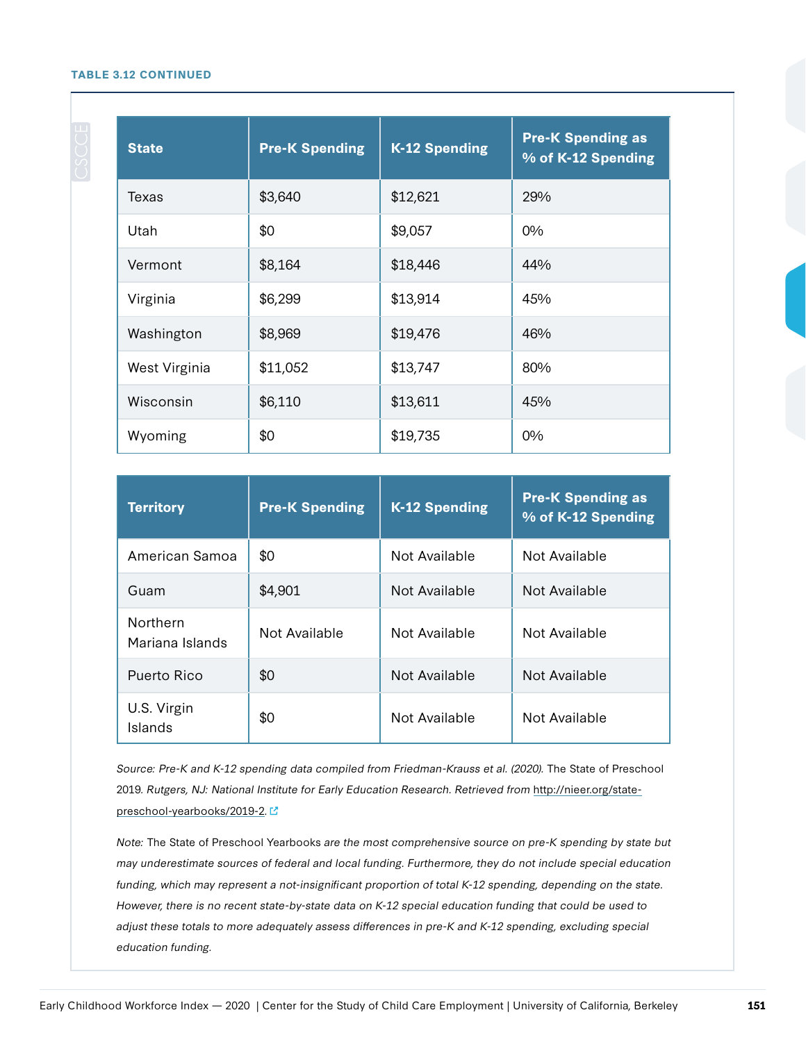**TABLE 3.12 CONTINUED**

| State | Pre-K Spending | K-12 Spending | Pre-K Spending as % of K-12 Spending |
|---|---|---|---|
| Texas | $3,640 | $12,621 | 29% |
| Utah | $0 | $9,057 | 0% |
| Vermont | $8,164 | $18,446 | 44% |
| Virginia | $6,299 | $13,914 | 45% |
| Washington | $8,969 | $19,476 | 46% |
| West Virginia | $11,052 | $13,747 | 80% |
| Wisconsin | $6,110 | $13,611 | 45% |
| Wyoming | $0 | $19,735 | 0% |

| Territory | Pre-K Spending | K-12 Spending | Pre-K Spending as % of K-12 Spending |
|---|---|---|---|
| American Samoa | $0 | Not Available | Not Available |
| Guam | $4,901 | Not Available | Not Available |
| Northern Mariana Islands | Not Available | Not Available | Not Available |
| Puerto Rico | $0 | Not Available | Not Available |
| U.S. Virgin Islands | $0 | Not Available | Not Available |

*Source: Pre-K and K-12 spending data compiled from Friedman-Krauss et al. (2020).* The State of Preschool 2019. *Rutgers, NJ: National Institute for Early Education Research. Retrieved from* http://nieer.org/state-preschool-yearbooks/2019-2.

*Note:* The State of Preschool Yearbooks *are the most comprehensive source on pre-K spending by state but may underestimate sources of federal and local funding. Furthermore, they do not include special education funding, which may represent a not-insignificant proportion of total K-12 spending, depending on the state. However, there is no recent state-by-state data on K-12 special education funding that could be used to adjust these totals to more adequately assess differences in pre-K and K-12 spending, excluding special education funding.*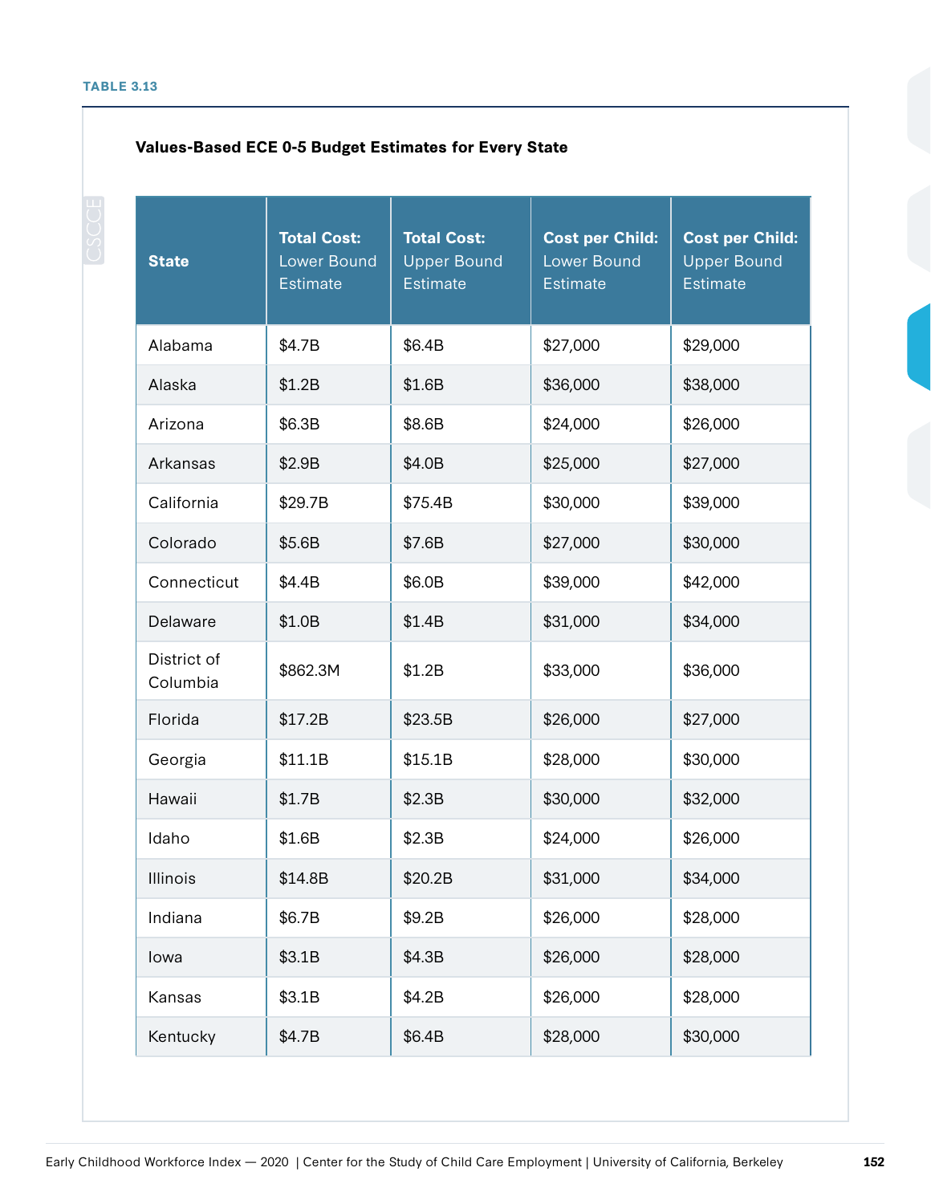TABLE 3.13

**Values-Based ECE 0-5 Budget Estimates for Every State**

| State | **Total Cost:** Lower Bound Estimate | **Total Cost:** Upper Bound Estimate | **Cost per Child:** Lower Bound Estimate | **Cost per Child:** Upper Bound Estimate |
|---|---|---|---|---|
| Alabama | $4.7B | $6.4B | $27,000 | $29,000 |
| Alaska | $1.2B | $1.6B | $36,000 | $38,000 |
| Arizona | $6.3B | $8.6B | $24,000 | $26,000 |
| Arkansas | $2.9B | $4.0B | $25,000 | $27,000 |
| California | $29.7B | $75.4B | $30,000 | $39,000 |
| Colorado | $5.6B | $7.6B | $27,000 | $30,000 |
| Connecticut | $4.4B | $6.0B | $39,000 | $42,000 |
| Delaware | $1.0B | $1.4B | $31,000 | $34,000 |
| District of Columbia | $862.3M | $1.2B | $33,000 | $36,000 |
| Florida | $17.2B | $23.5B | $26,000 | $27,000 |
| Georgia | $11.1B | $15.1B | $28,000 | $30,000 |
| Hawaii | $1.7B | $2.3B | $30,000 | $32,000 |
| Idaho | $1.6B | $2.3B | $24,000 | $26,000 |
| Illinois | $14.8B | $20.2B | $31,000 | $34,000 |
| Indiana | $6.7B | $9.2B | $26,000 | $28,000 |
| Iowa | $3.1B | $4.3B | $26,000 | $28,000 |
| Kansas | $3.1B | $4.2B | $26,000 | $28,000 |
| Kentucky | $4.7B | $6.4B | $28,000 | $30,000 |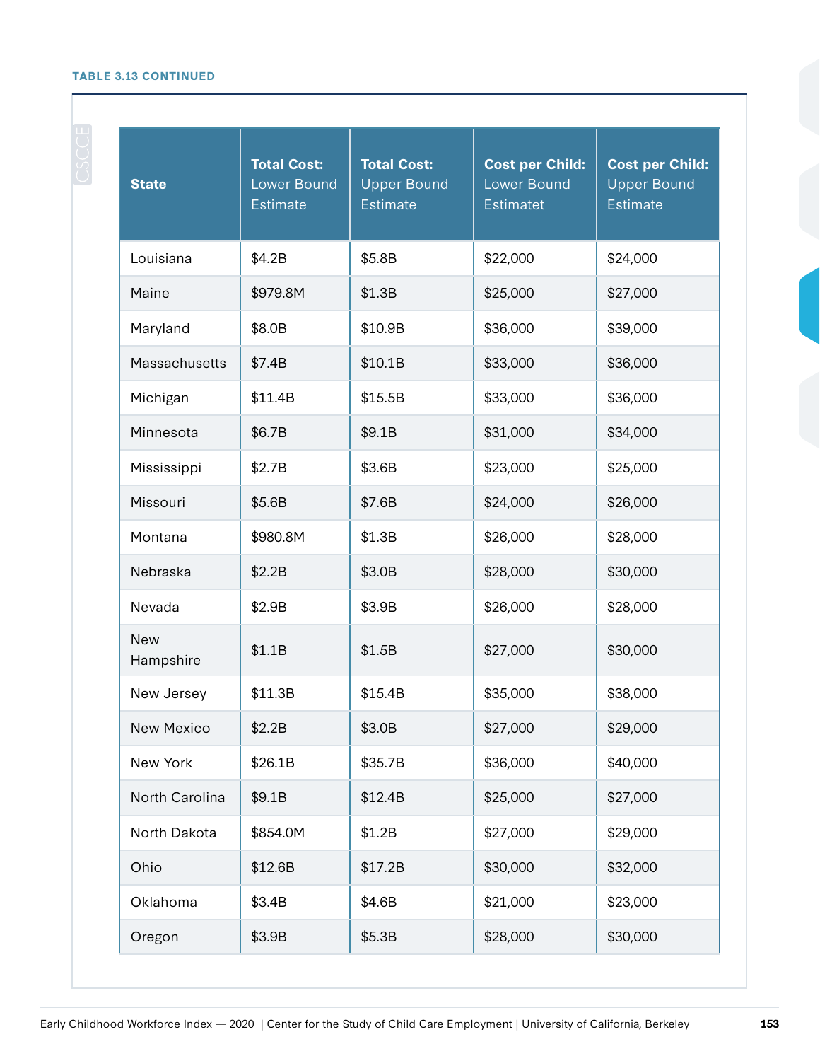**TABLE 3.13 CONTINUED**

| State | Total Cost: Lower Bound Estimate | Total Cost: Upper Bound Estimate | Cost per Child: Lower Bound Estimatet | Cost per Child: Upper Bound Estimate |
|---|---|---|---|---|
| Louisiana | $4.2B | $5.8B | $22,000 | $24,000 |
| Maine | $979.8M | $1.3B | $25,000 | $27,000 |
| Maryland | $8.0B | $10.9B | $36,000 | $39,000 |
| Massachusetts | $7.4B | $10.1B | $33,000 | $36,000 |
| Michigan | $11.4B | $15.5B | $33,000 | $36,000 |
| Minnesota | $6.7B | $9.1B | $31,000 | $34,000 |
| Mississippi | $2.7B | $3.6B | $23,000 | $25,000 |
| Missouri | $5.6B | $7.6B | $24,000 | $26,000 |
| Montana | $980.8M | $1.3B | $26,000 | $28,000 |
| Nebraska | $2.2B | $3.0B | $28,000 | $30,000 |
| Nevada | $2.9B | $3.9B | $26,000 | $28,000 |
| New Hampshire | $1.1B | $1.5B | $27,000 | $30,000 |
| New Jersey | $11.3B | $15.4B | $35,000 | $38,000 |
| New Mexico | $2.2B | $3.0B | $27,000 | $29,000 |
| New York | $26.1B | $35.7B | $36,000 | $40,000 |
| North Carolina | $9.1B | $12.4B | $25,000 | $27,000 |
| North Dakota | $854.0M | $1.2B | $27,000 | $29,000 |
| Ohio | $12.6B | $17.2B | $30,000 | $32,000 |
| Oklahoma | $3.4B | $4.6B | $21,000 | $23,000 |
| Oregon | $3.9B | $5.3B | $28,000 | $30,000 |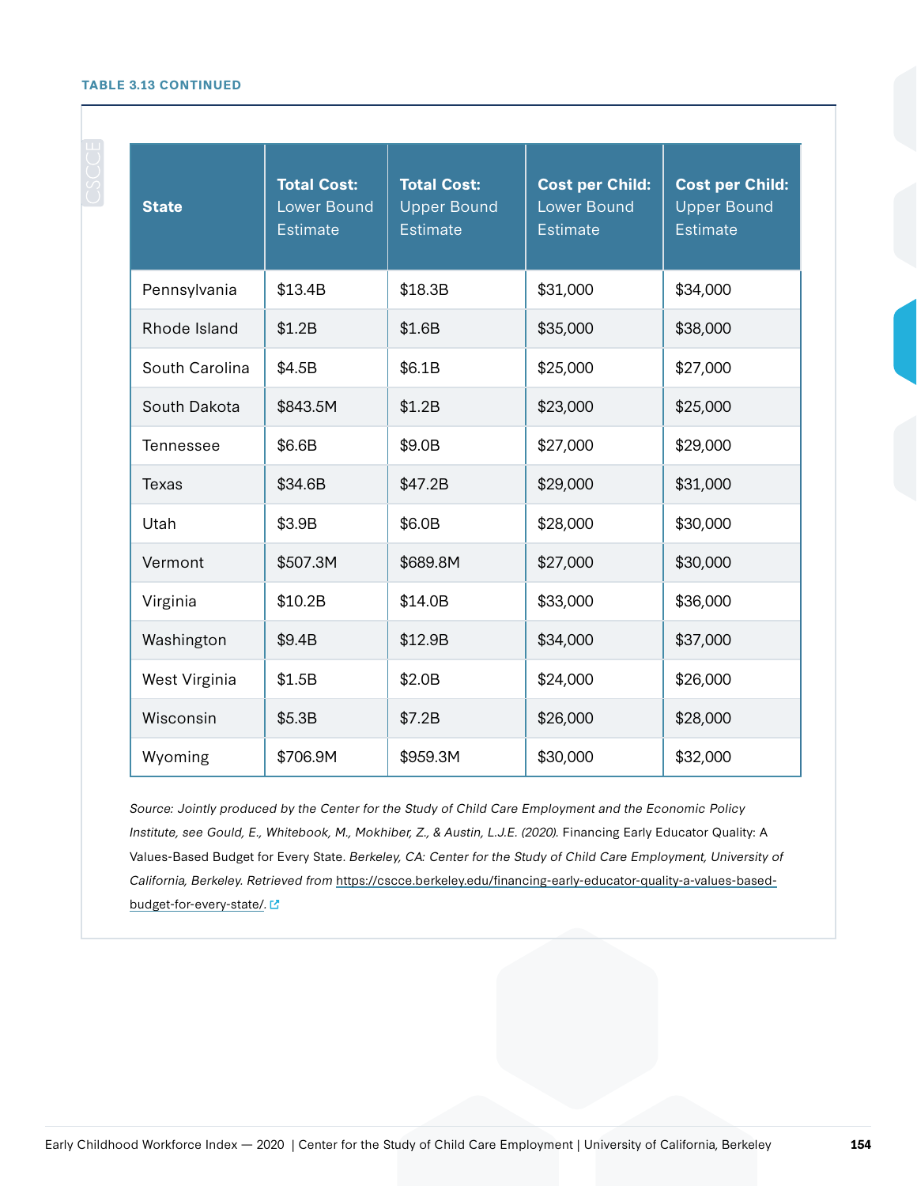**TABLE 3.13 CONTINUED**

| State | **Total Cost:** Lower Bound Estimate | **Total Cost:** Upper Bound Estimate | **Cost per Child:** Lower Bound Estimate | **Cost per Child:** Upper Bound Estimate |
|---|---|---|---|---|
| Pennsylvania | $13.4B | $18.3B | $31,000 | $34,000 |
| Rhode Island | $1.2B | $1.6B | $35,000 | $38,000 |
| South Carolina | $4.5B | $6.1B | $25,000 | $27,000 |
| South Dakota | $843.5M | $1.2B | $23,000 | $25,000 |
| Tennessee | $6.6B | $9.0B | $27,000 | $29,000 |
| Texas | $34.6B | $47.2B | $29,000 | $31,000 |
| Utah | $3.9B | $6.0B | $28,000 | $30,000 |
| Vermont | $507.3M | $689.8M | $27,000 | $30,000 |
| Virginia | $10.2B | $14.0B | $33,000 | $36,000 |
| Washington | $9.4B | $12.9B | $34,000 | $37,000 |
| West Virginia | $1.5B | $2.0B | $24,000 | $26,000 |
| Wisconsin | $5.3B | $7.2B | $26,000 | $28,000 |
| Wyoming | $706.9M | $959.3M | $30,000 | $32,000 |

*Source: Jointly produced by the Center for the Study of Child Care Employment and the Economic Policy Institute, see Gould, E., Whitebook, M., Mokhiber, Z., & Austin, L.J.E. (2020).* Financing Early Educator Quality: A Values-Based Budget for Every State. *Berkeley, CA: Center for the Study of Child Care Employment, University of California, Berkeley. Retrieved from* https://cscce.berkeley.edu/financing-early-educator-quality-a-values-based-budget-for-every-state/.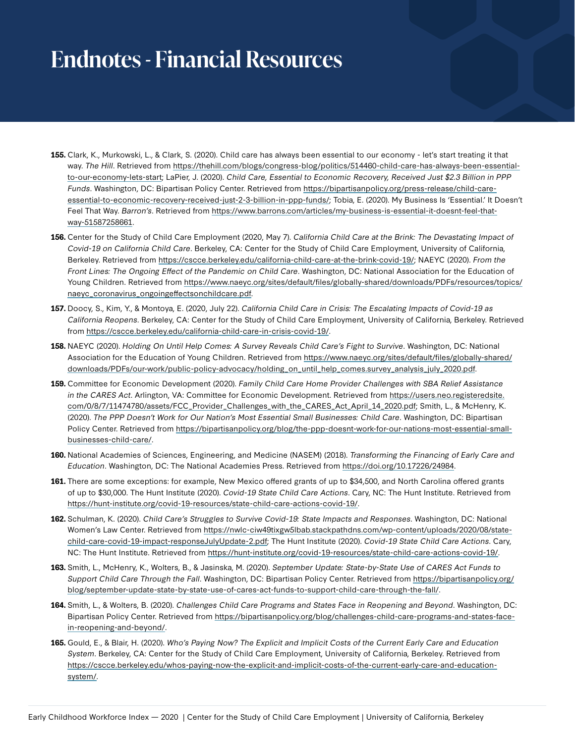# Endnotes - Financial Resources

**155.** Clark, K., Murkowski, L., & Clark, S. (2020). Child care has always been essential to our economy - let's start treating it that way. *The Hill*. Retrieved from https://thehill.com/blogs/congress-blog/politics/514460-child-care-has-always-been-essential-to-our-economy-lets-start; LaPier, J. (2020). *Child Care, Essential to Economic Recovery, Received Just $2.3 Billion in PPP Funds*. Washington, DC: Bipartisan Policy Center. Retrieved from https://bipartisanpolicy.org/press-release/child-care-essential-to-economic-recovery-received-just-2-3-billion-in-ppp-funds/; Tobia, E. (2020). My Business Is 'Essential.' It Doesn't Feel That Way. *Barron's*. Retrieved from https://www.barrons.com/articles/my-business-is-essential-it-doesnt-feel-that-way-51587258661.

**156.** Center for the Study of Child Care Employment (2020, May 7). *California Child Care at the Brink: The Devastating Impact of Covid-19 on California Child Care*. Berkeley, CA: Center for the Study of Child Care Employment, University of California, Berkeley. Retrieved from https://cscce.berkeley.edu/california-child-care-at-the-brink-covid-19/; NAEYC (2020). *From the Front Lines: The Ongoing Effect of the Pandemic on Child Care*. Washington, DC: National Association for the Education of Young Children. Retrieved from https://www.naeyc.org/sites/default/files/globally-shared/downloads/PDFs/resources/topics/naeyc_coronavirus_ongoingeffectsonchildcare.pdf.

**157.** Doocy, S., Kim, Y., & Montoya, E. (2020, July 22). *California Child Care in Crisis: The Escalating Impacts of Covid-19 as California Reopens*. Berkeley, CA: Center for the Study of Child Care Employment, University of California, Berkeley. Retrieved from https://cscce.berkeley.edu/california-child-care-in-crisis-covid-19/.

**158.** NAEYC (2020). *Holding On Until Help Comes: A Survey Reveals Child Care's Fight to Survive*. Washington, DC: National Association for the Education of Young Children. Retrieved from https://www.naeyc.org/sites/default/files/globally-shared/downloads/PDFs/our-work/public-policy-advocacy/holding_on_until_help_comes.survey_analysis_july_2020.pdf.

**159.** Committee for Economic Development (2020). *Family Child Care Home Provider Challenges with SBA Relief Assistance in the CARES Act*. Arlington, VA: Committee for Economic Development. Retrieved from https://users.neo.registeredsite.com/0/8/7/11474780/assets/FCC_Provider_Challenges_with_the_CARES_Act_April_14_2020.pdf; Smith, L., & McHenry, K. (2020). *The PPP Doesn't Work for Our Nation's Most Essential Small Businesses: Child Care*. Washington, DC: Bipartisan Policy Center. Retrieved from https://bipartisanpolicy.org/blog/the-ppp-doesnt-work-for-our-nations-most-essential-small-businesses-child-care/.

**160.** National Academies of Sciences, Engineering, and Medicine (NASEM) (2018). *Transforming the Financing of Early Care and Education*. Washington, DC: The National Academies Press. Retrieved from https://doi.org/10.17226/24984.

**161.** There are some exceptions: for example, New Mexico offered grants of up to $34,500, and North Carolina offered grants of up to $30,000. The Hunt Institute (2020). *Covid-19 State Child Care Actions*. Cary, NC: The Hunt Institute. Retrieved from https://hunt-institute.org/covid-19-resources/state-child-care-actions-covid-19/.

**162.** Schulman, K. (2020). *Child Care's Struggles to Survive Covid-19: State Impacts and Responses*. Washington, DC: National Women's Law Center. Retrieved from https://nwlc-ciw49tixgw5lbab.stackpathdns.com/wp-content/uploads/2020/08/state-child-care-covid-19-impact-responseJulyUpdate-2.pdf; The Hunt Institute (2020). *Covid-19 State Child Care Actions*. Cary, NC: The Hunt Institute. Retrieved from https://hunt-institute.org/covid-19-resources/state-child-care-actions-covid-19/.

**163.** Smith, L., McHenry, K., Wolters, B., & Jasinska, M. (2020). *September Update: State-by-State Use of CARES Act Funds to Support Child Care Through the Fall*. Washington, DC: Bipartisan Policy Center. Retrieved from https://bipartisanpolicy.org/blog/september-update-state-by-state-use-of-cares-act-funds-to-support-child-care-through-the-fall/.

**164.** Smith, L., & Wolters, B. (2020). *Challenges Child Care Programs and States Face in Reopening and Beyond*. Washington, DC: Bipartisan Policy Center. Retrieved from https://bipartisanpolicy.org/blog/challenges-child-care-programs-and-states-face-in-reopening-and-beyond/.

**165.** Gould, E., & Blair, H. (2020). *Who's Paying Now? The Explicit and Implicit Costs of the Current Early Care and Education System*. Berkeley, CA: Center for the Study of Child Care Employment, University of California, Berkeley. Retrieved from https://cscce.berkeley.edu/whos-paying-now-the-explicit-and-implicit-costs-of-the-current-early-care-and-education-system/.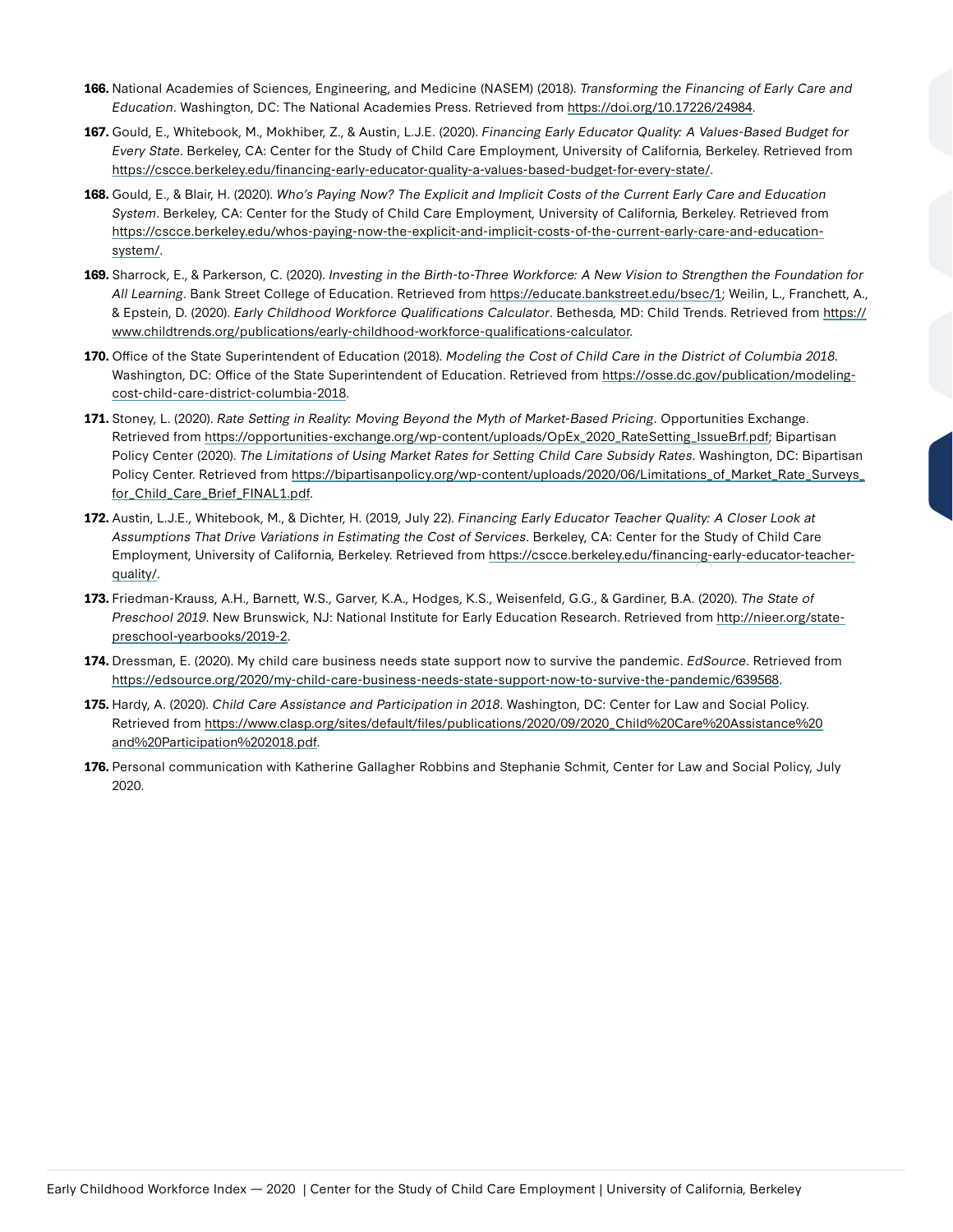**166.** National Academies of Sciences, Engineering, and Medicine (NASEM) (2018). *Transforming the Financing of Early Care and Education*. Washington, DC: The National Academies Press. Retrieved from https://doi.org/10.17226/24984.

**167.** Gould, E., Whitebook, M., Mokhiber, Z., & Austin, L.J.E. (2020). *Financing Early Educator Quality: A Values-Based Budget for Every State*. Berkeley, CA: Center for the Study of Child Care Employment, University of California, Berkeley. Retrieved from https://cscce.berkeley.edu/financing-early-educator-quality-a-values-based-budget-for-every-state/.

**168.** Gould, E., & Blair, H. (2020). *Who's Paying Now? The Explicit and Implicit Costs of the Current Early Care and Education System*. Berkeley, CA: Center for the Study of Child Care Employment, University of California, Berkeley. Retrieved from https://cscce.berkeley.edu/whos-paying-now-the-explicit-and-implicit-costs-of-the-current-early-care-and-education-system/.

**169.** Sharrock, E., & Parkerson, C. (2020). *Investing in the Birth-to-Three Workforce: A New Vision to Strengthen the Foundation for All Learning*. Bank Street College of Education. Retrieved from https://educate.bankstreet.edu/bsec/1; Weilin, L., Franchett, A., & Epstein, D. (2020). *Early Childhood Workforce Qualifications Calculator*. Bethesda, MD: Child Trends. Retrieved from https://www.childtrends.org/publications/early-childhood-workforce-qualifications-calculator.

**170.** Office of the State Superintendent of Education (2018). *Modeling the Cost of Child Care in the District of Columbia 2018*. Washington, DC: Office of the State Superintendent of Education. Retrieved from https://osse.dc.gov/publication/modeling-cost-child-care-district-columbia-2018.

**171.** Stoney, L. (2020). *Rate Setting in Reality: Moving Beyond the Myth of Market-Based Pricing*. Opportunities Exchange. Retrieved from https://opportunities-exchange.org/wp-content/uploads/OpEx_2020_RateSetting_IssueBrf.pdf; Bipartisan Policy Center (2020). *The Limitations of Using Market Rates for Setting Child Care Subsidy Rates*. Washington, DC: Bipartisan Policy Center. Retrieved from https://bipartisanpolicy.org/wp-content/uploads/2020/06/Limitations_of_Market_Rate_Surveys_for_Child_Care_Brief_FINAL1.pdf.

**172.** Austin, L.J.E., Whitebook, M., & Dichter, H. (2019, July 22). *Financing Early Educator Teacher Quality: A Closer Look at Assumptions That Drive Variations in Estimating the Cost of Services*. Berkeley, CA: Center for the Study of Child Care Employment, University of California, Berkeley. Retrieved from https://cscce.berkeley.edu/financing-early-educator-teacher-quality/.

**173.** Friedman-Krauss, A.H., Barnett, W.S., Garver, K.A., Hodges, K.S., Weisenfeld, G.G., & Gardiner, B.A. (2020). *The State of Preschool 2019*. New Brunswick, NJ: National Institute for Early Education Research. Retrieved from http://nieer.org/state-preschool-yearbooks/2019-2.

**174.** Dressman, E. (2020). My child care business needs state support now to survive the pandemic. *EdSource*. Retrieved from https://edsource.org/2020/my-child-care-business-needs-state-support-now-to-survive-the-pandemic/639568.

**175.** Hardy, A. (2020). *Child Care Assistance and Participation in 2018*. Washington, DC: Center for Law and Social Policy. Retrieved from https://www.clasp.org/sites/default/files/publications/2020/09/2020_Child%20Care%20Assistance%20and%20Participation%202018.pdf.

**176.** Personal communication with Katherine Gallagher Robbins and Stephanie Schmit, Center for Law and Social Policy, July 2020.